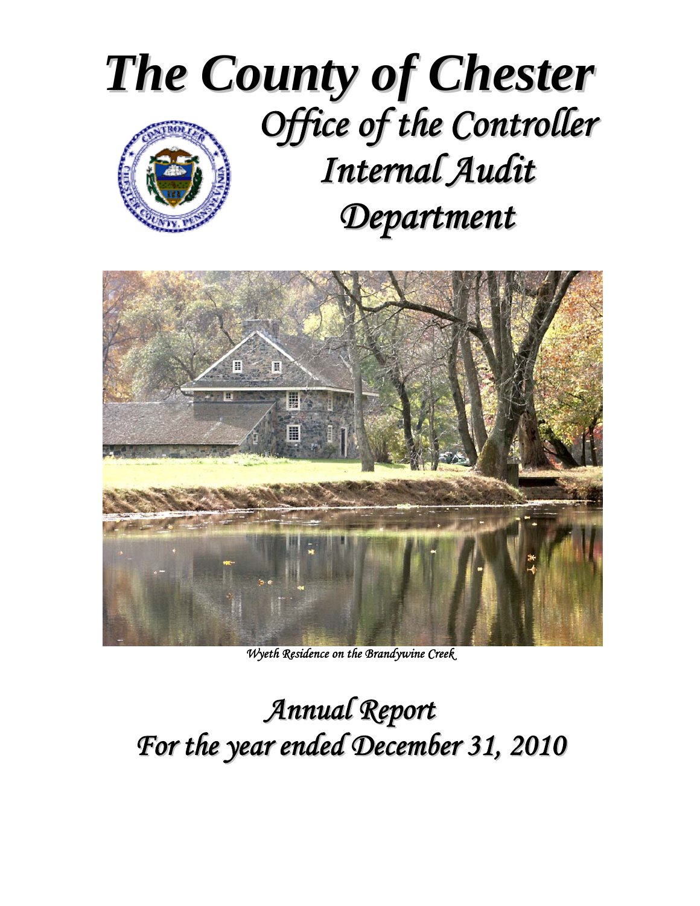# The County of Chester

## *Office of the Controller*
## *Internal Audit Department*

*Wyeth Residence on the Brandywine Creek*

## *Annual Report*
## *For the year ended December 31, 2010*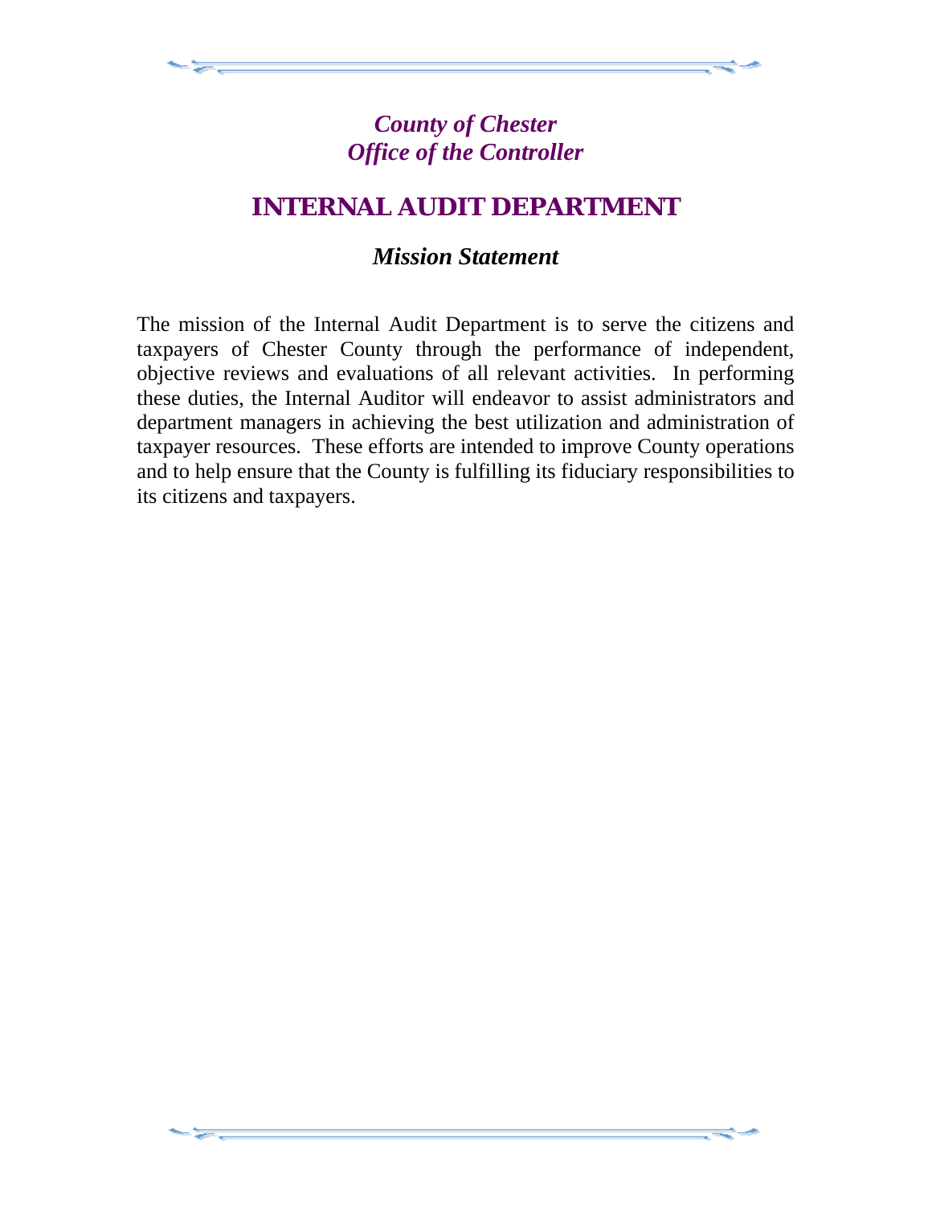*County of Chester*
*Office of the Controller*

# INTERNAL AUDIT DEPARTMENT

## *Mission Statement*

The mission of the Internal Audit Department is to serve the citizens and taxpayers of Chester County through the performance of independent, objective reviews and evaluations of all relevant activities. In performing these duties, the Internal Auditor will endeavor to assist administrators and department managers in achieving the best utilization and administration of taxpayer resources. These efforts are intended to improve County operations and to help ensure that the County is fulfilling its fiduciary responsibilities to its citizens and taxpayers.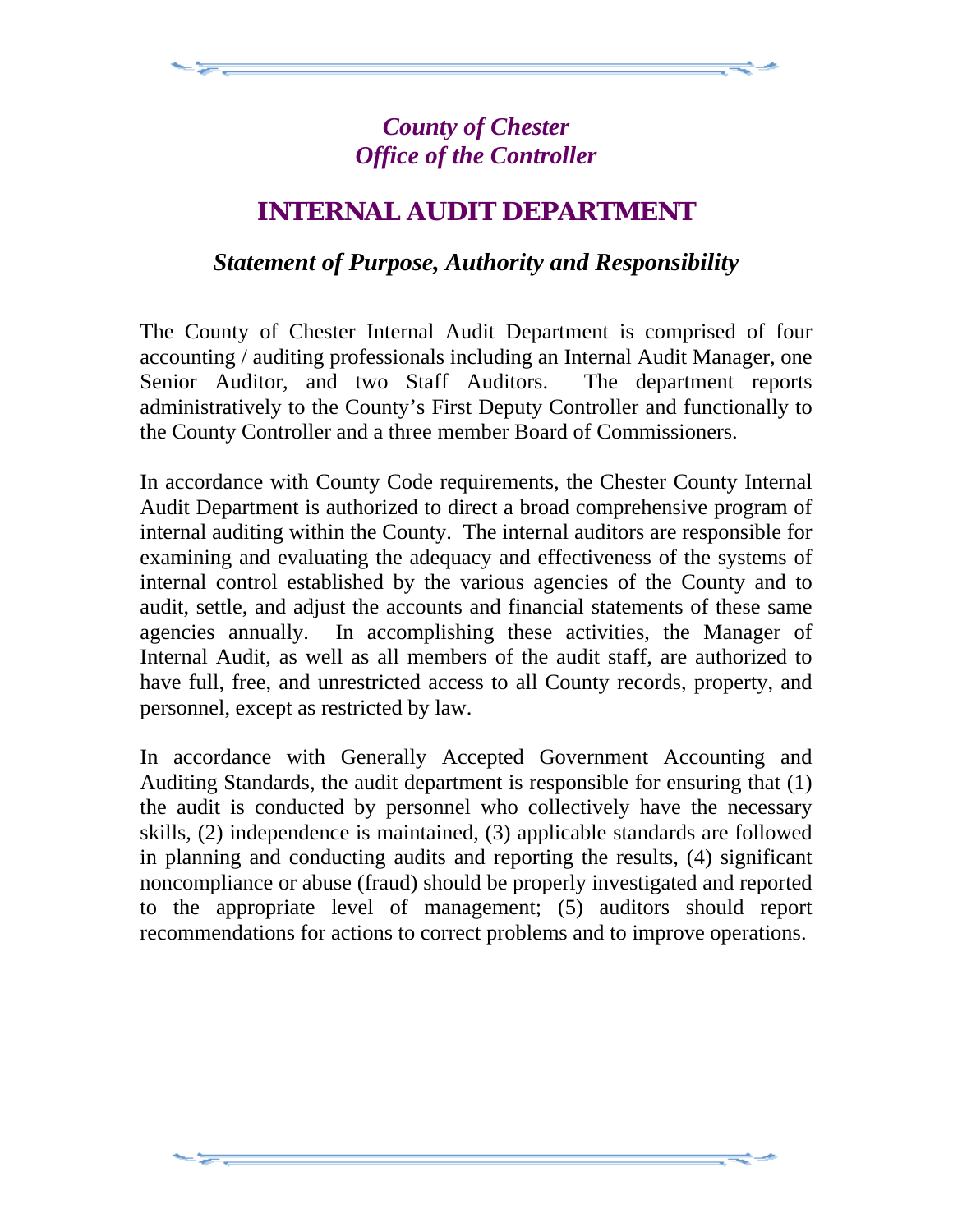*County of Chester*
*Office of the Controller*

# INTERNAL AUDIT DEPARTMENT

## *Statement of Purpose, Authority and Responsibility*

The County of Chester Internal Audit Department is comprised of four accounting / auditing professionals including an Internal Audit Manager, one Senior Auditor, and two Staff Auditors. The department reports administratively to the County's First Deputy Controller and functionally to the County Controller and a three member Board of Commissioners.

In accordance with County Code requirements, the Chester County Internal Audit Department is authorized to direct a broad comprehensive program of internal auditing within the County. The internal auditors are responsible for examining and evaluating the adequacy and effectiveness of the systems of internal control established by the various agencies of the County and to audit, settle, and adjust the accounts and financial statements of these same agencies annually. In accomplishing these activities, the Manager of Internal Audit, as well as all members of the audit staff, are authorized to have full, free, and unrestricted access to all County records, property, and personnel, except as restricted by law.

In accordance with Generally Accepted Government Accounting and Auditing Standards, the audit department is responsible for ensuring that (1) the audit is conducted by personnel who collectively have the necessary skills, (2) independence is maintained, (3) applicable standards are followed in planning and conducting audits and reporting the results, (4) significant noncompliance or abuse (fraud) should be properly investigated and reported to the appropriate level of management; (5) auditors should report recommendations for actions to correct problems and to improve operations.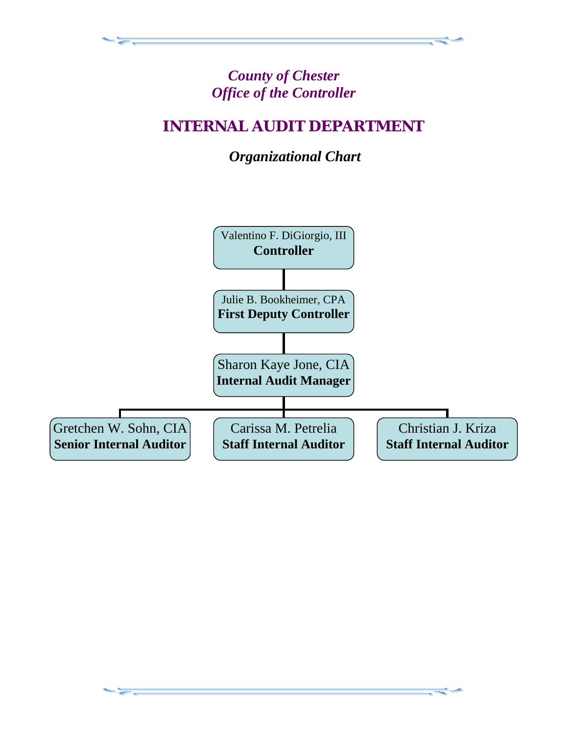*County of Chester*
*Office of the Controller*

# INTERNAL AUDIT DEPARTMENT

## *Organizational Chart*

Valentino F. DiGiorgio, III
**Controller**

Julie B. Bookheimer, CPA
**First Deputy Controller**

Sharon Kaye Jone, CIA
**Internal Audit Manager**

Gretchen W. Sohn, CIA
**Senior Internal Auditor**

Carissa M. Petrelia
**Staff Internal Auditor**

Christian J. Kriza
**Staff Internal Auditor**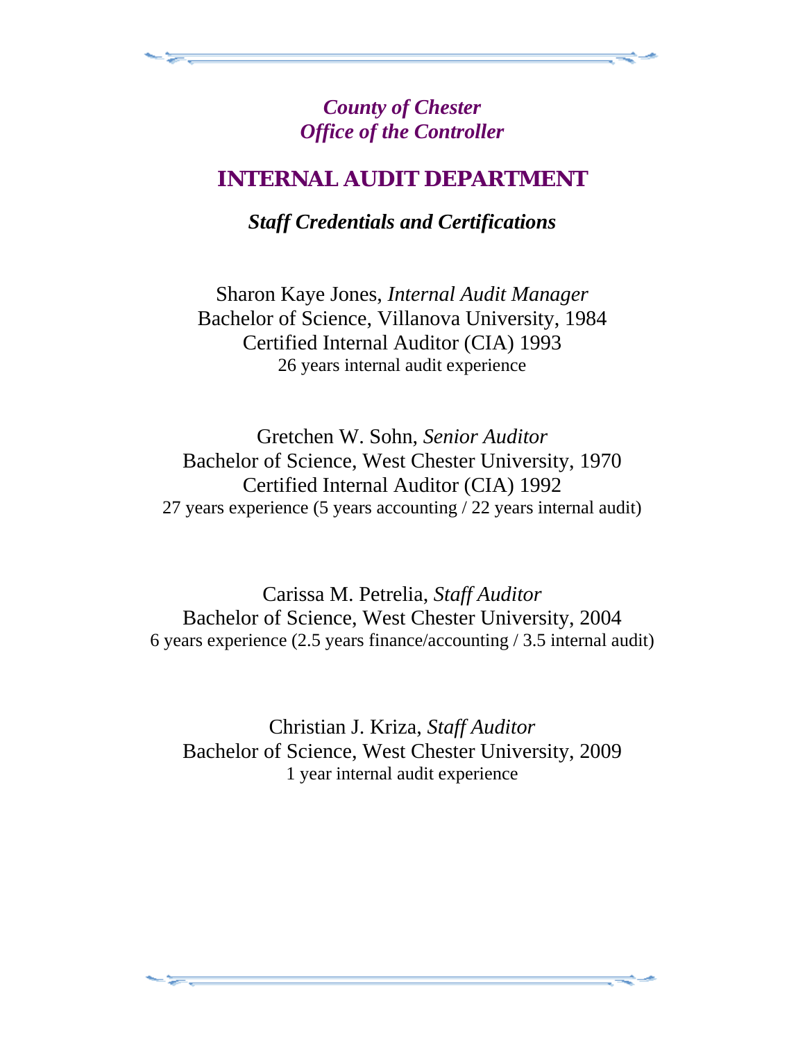*County of Chester*
*Office of the Controller*

# INTERNAL AUDIT DEPARTMENT

## *Staff Credentials and Certifications*

Sharon Kaye Jones, *Internal Audit Manager*
Bachelor of Science, Villanova University, 1984
Certified Internal Auditor (CIA) 1993
26 years internal audit experience

Gretchen W. Sohn, *Senior Auditor*
Bachelor of Science, West Chester University, 1970
Certified Internal Auditor (CIA) 1992
27 years experience (5 years accounting / 22 years internal audit)

Carissa M. Petrelia, *Staff Auditor*
Bachelor of Science, West Chester University, 2004
6 years experience (2.5 years finance/accounting / 3.5 internal audit)

Christian J. Kriza, *Staff Auditor*
Bachelor of Science, West Chester University, 2009
1 year internal audit experience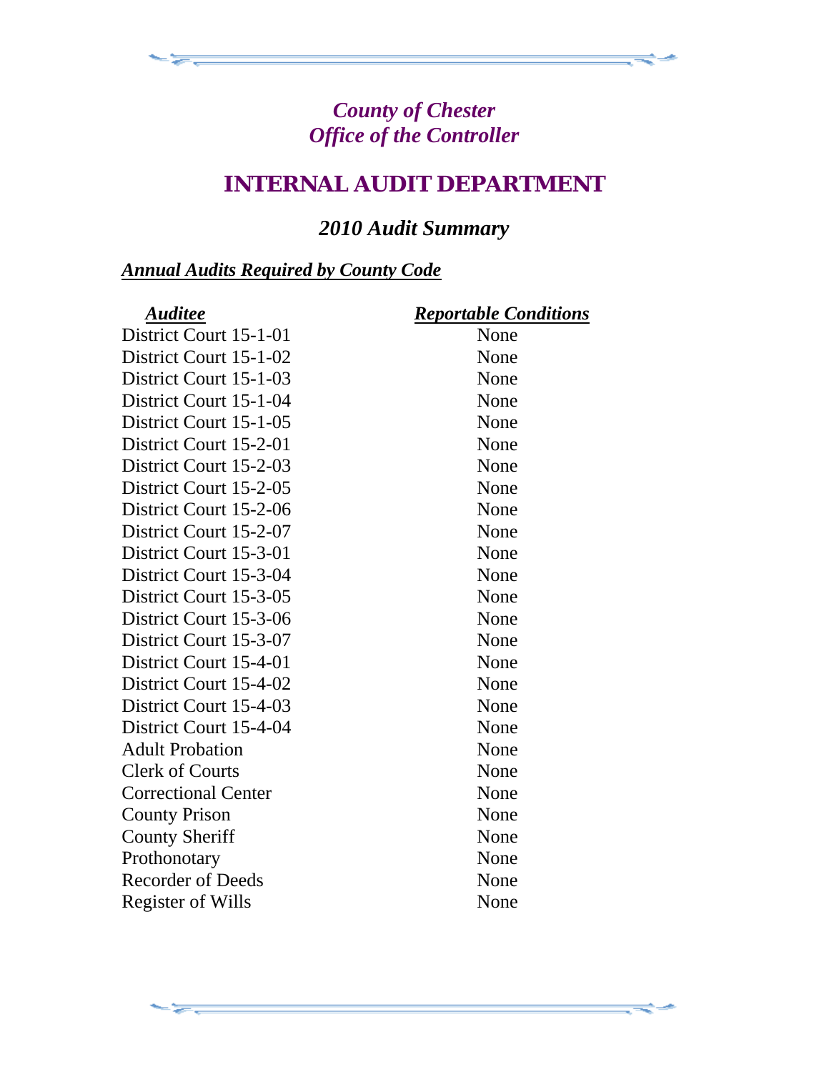*County of Chester*
*Office of the Controller*

# INTERNAL AUDIT DEPARTMENT

## *2010 Audit Summary*

### ***Annual Audits Required by County Code***

| *Auditee* | *Reportable Conditions* |
|---|---|
| District Court 15-1-01 | None |
| District Court 15-1-02 | None |
| District Court 15-1-03 | None |
| District Court 15-1-04 | None |
| District Court 15-1-05 | None |
| District Court 15-2-01 | None |
| District Court 15-2-03 | None |
| District Court 15-2-05 | None |
| District Court 15-2-06 | None |
| District Court 15-2-07 | None |
| District Court 15-3-01 | None |
| District Court 15-3-04 | None |
| District Court 15-3-05 | None |
| District Court 15-3-06 | None |
| District Court 15-3-07 | None |
| District Court 15-4-01 | None |
| District Court 15-4-02 | None |
| District Court 15-4-03 | None |
| District Court 15-4-04 | None |
| Adult Probation | None |
| Clerk of Courts | None |
| Correctional Center | None |
| County Prison | None |
| County Sheriff | None |
| Prothonotary | None |
| Recorder of Deeds | None |
| Register of Wills | None |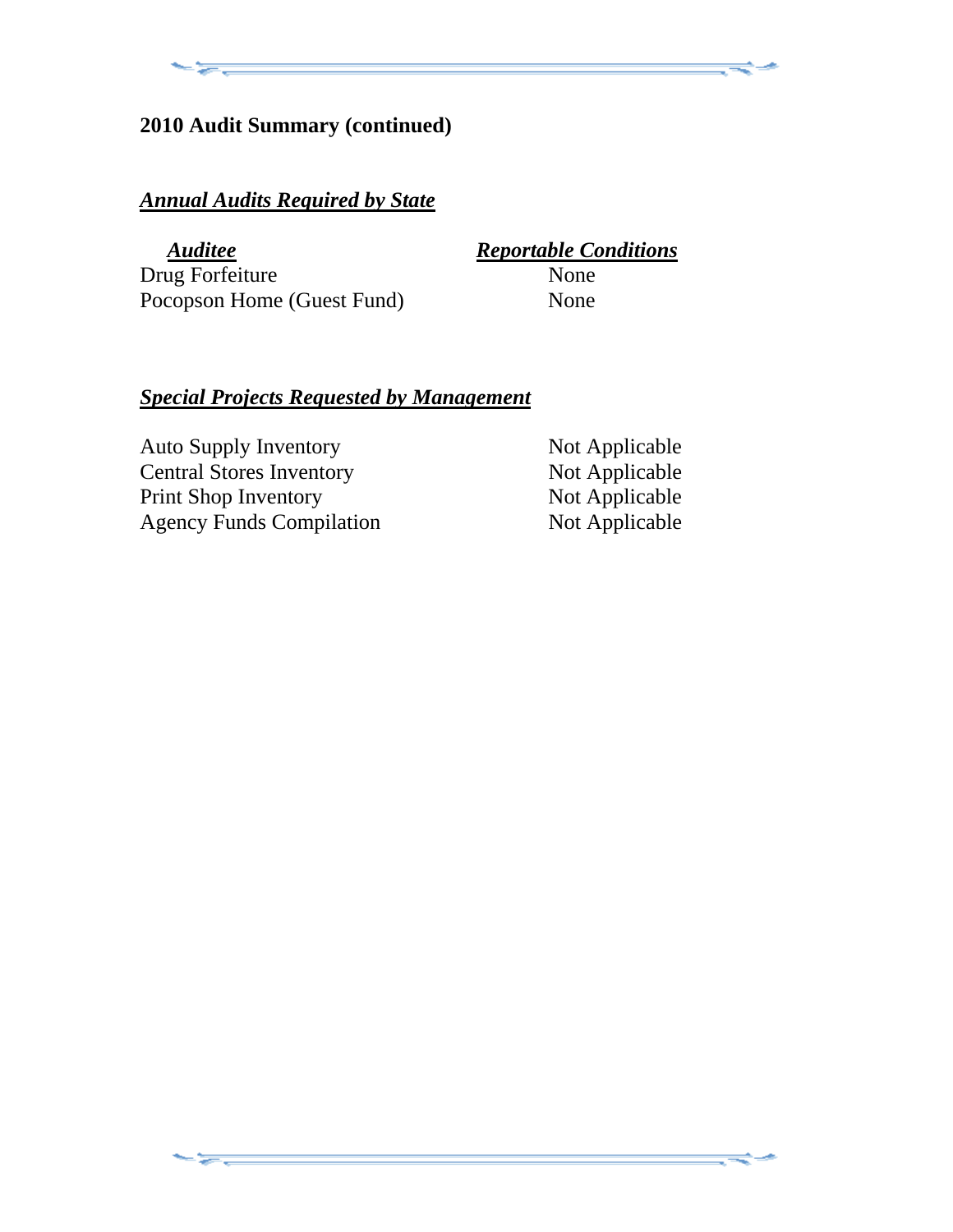## 2010 Audit Summary (continued)

### ***Annual Audits Required by State***

| ***Auditee*** | ***Reportable Conditions*** |
|---|---|
| Drug Forfeiture | None |
| Pocopson Home (Guest Fund) | None |

### ***Special Projects Requested by Management***

| | |
|---|---|
| Auto Supply Inventory | Not Applicable |
| Central Stores Inventory | Not Applicable |
| Print Shop Inventory | Not Applicable |
| Agency Funds Compilation | Not Applicable |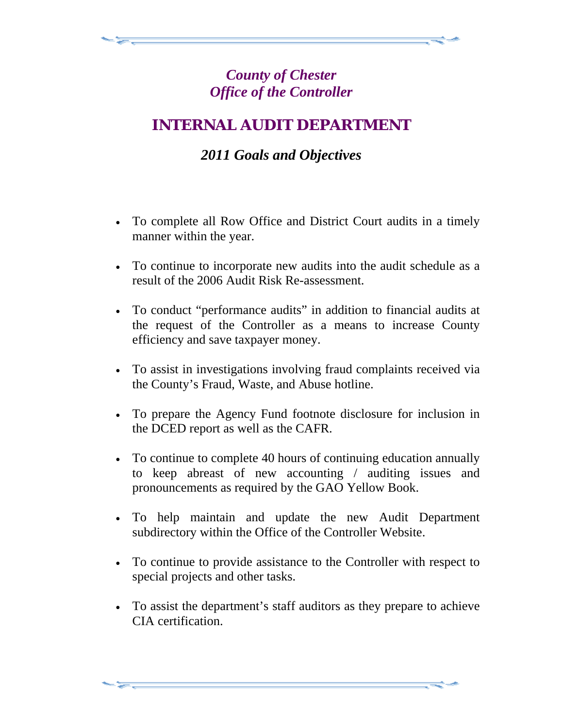*County of Chester*
*Office of the Controller*

# INTERNAL AUDIT DEPARTMENT

## *2011 Goals and Objectives*

- To complete all Row Office and District Court audits in a timely manner within the year.

- To continue to incorporate new audits into the audit schedule as a result of the 2006 Audit Risk Re-assessment.

- To conduct “performance audits” in addition to financial audits at the request of the Controller as a means to increase County efficiency and save taxpayer money.

- To assist in investigations involving fraud complaints received via the County’s Fraud, Waste, and Abuse hotline.

- To prepare the Agency Fund footnote disclosure for inclusion in the DCED report as well as the CAFR.

- To continue to complete 40 hours of continuing education annually to keep abreast of new accounting / auditing issues and pronouncements as required by the GAO Yellow Book.

- To help maintain and update the new Audit Department subdirectory within the Office of the Controller Website.

- To continue to provide assistance to the Controller with respect to special projects and other tasks.

- To assist the department’s staff auditors as they prepare to achieve CIA certification.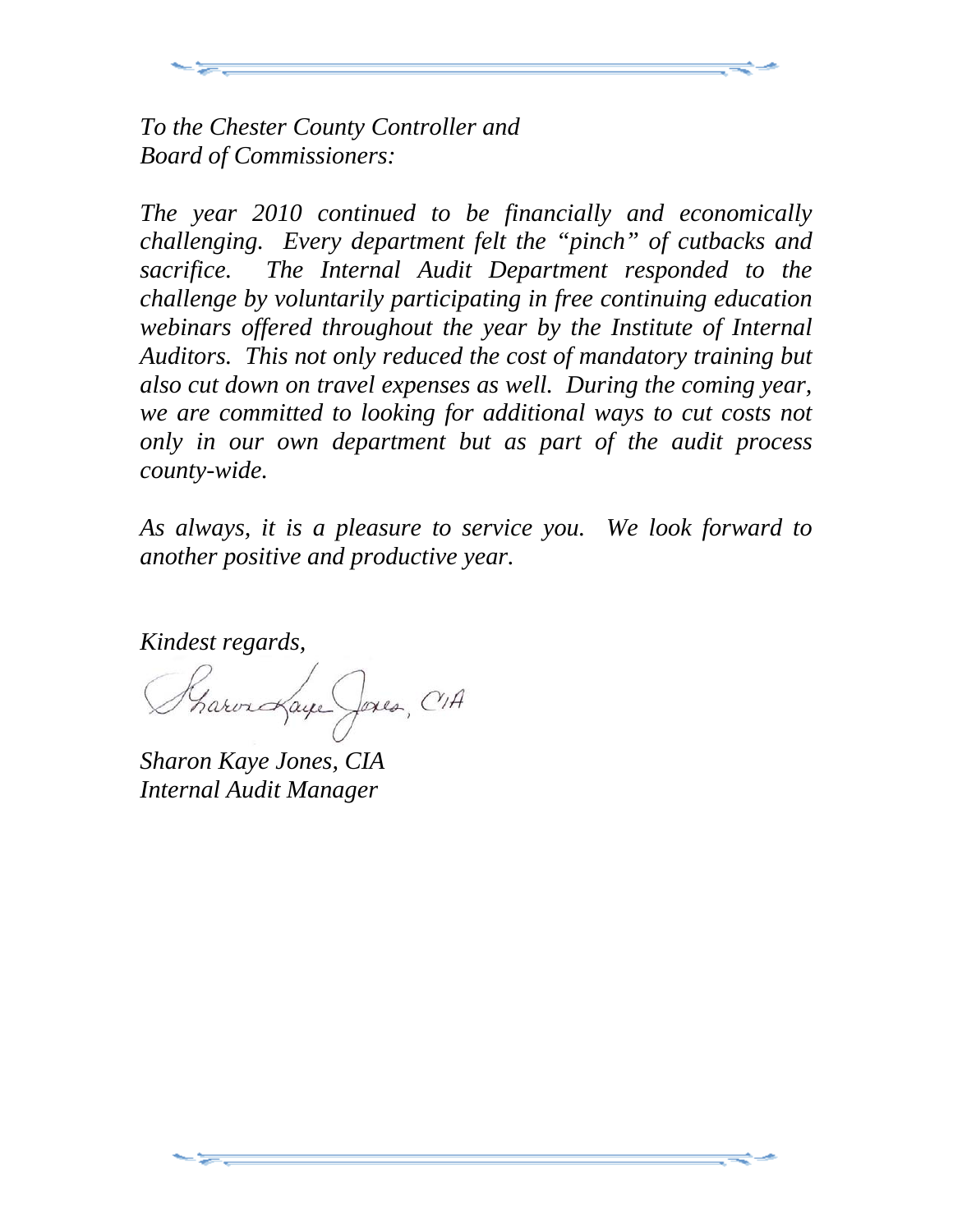*To the Chester County Controller and*
*Board of Commissioners:*

*The year 2010 continued to be financially and economically challenging. Every department felt the "pinch" of cutbacks and sacrifice. The Internal Audit Department responded to the challenge by voluntarily participating in free continuing education webinars offered throughout the year by the Institute of Internal Auditors. This not only reduced the cost of mandatory training but also cut down on travel expenses as well. During the coming year, we are committed to looking for additional ways to cut costs not only in our own department but as part of the audit process county-wide.*

*As always, it is a pleasure to service you. We look forward to another positive and productive year.*

*Kindest regards,*

Sharon Kaye Jones, CIA

*Sharon Kaye Jones, CIA*
*Internal Audit Manager*